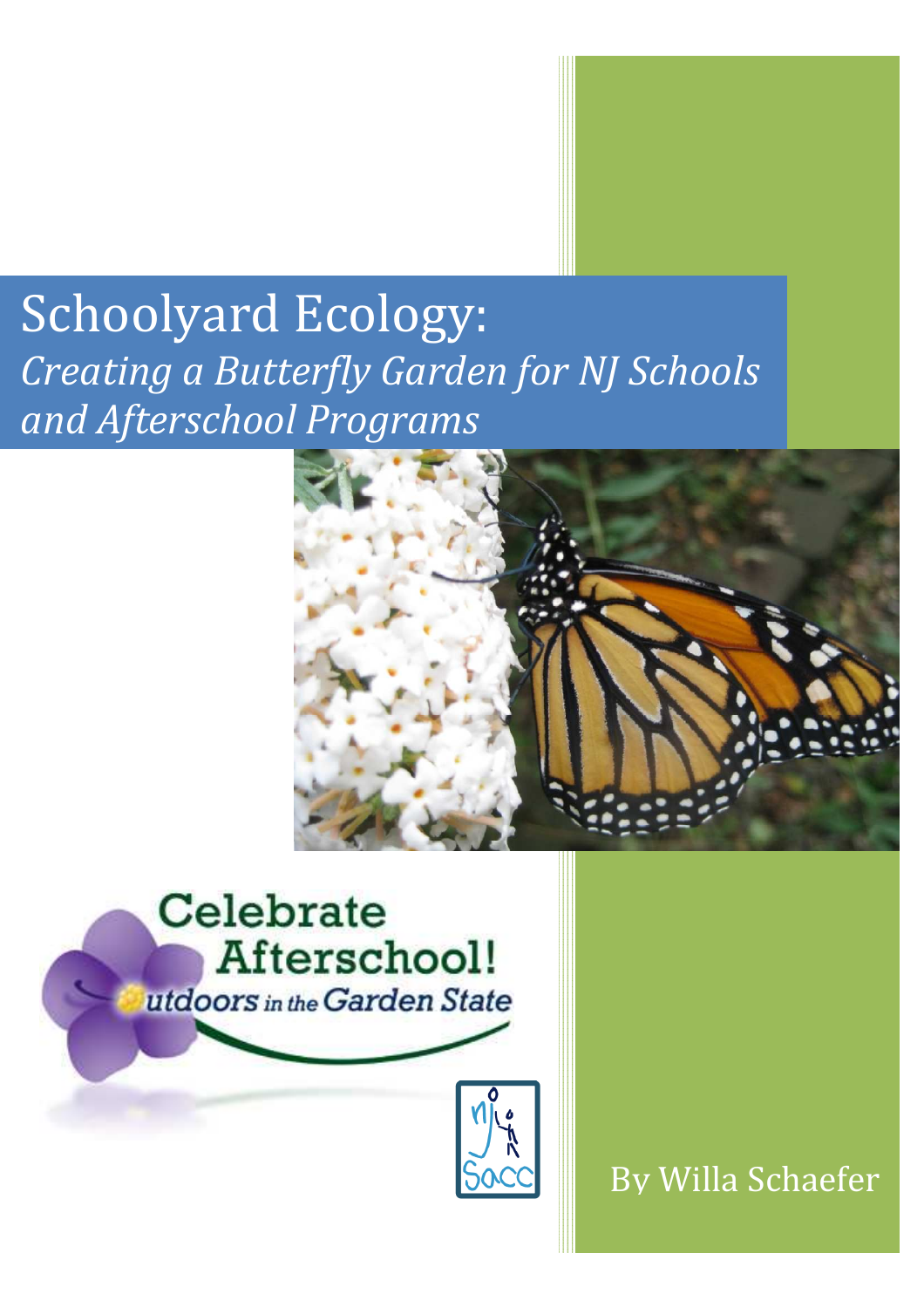# Schoolyard Ecology:
## *Creating a Butterfly Garden for NJ Schools and Afterschool Programs*

Celebrate Afterschool! Outdoors in the Garden State

By Willa Schaefer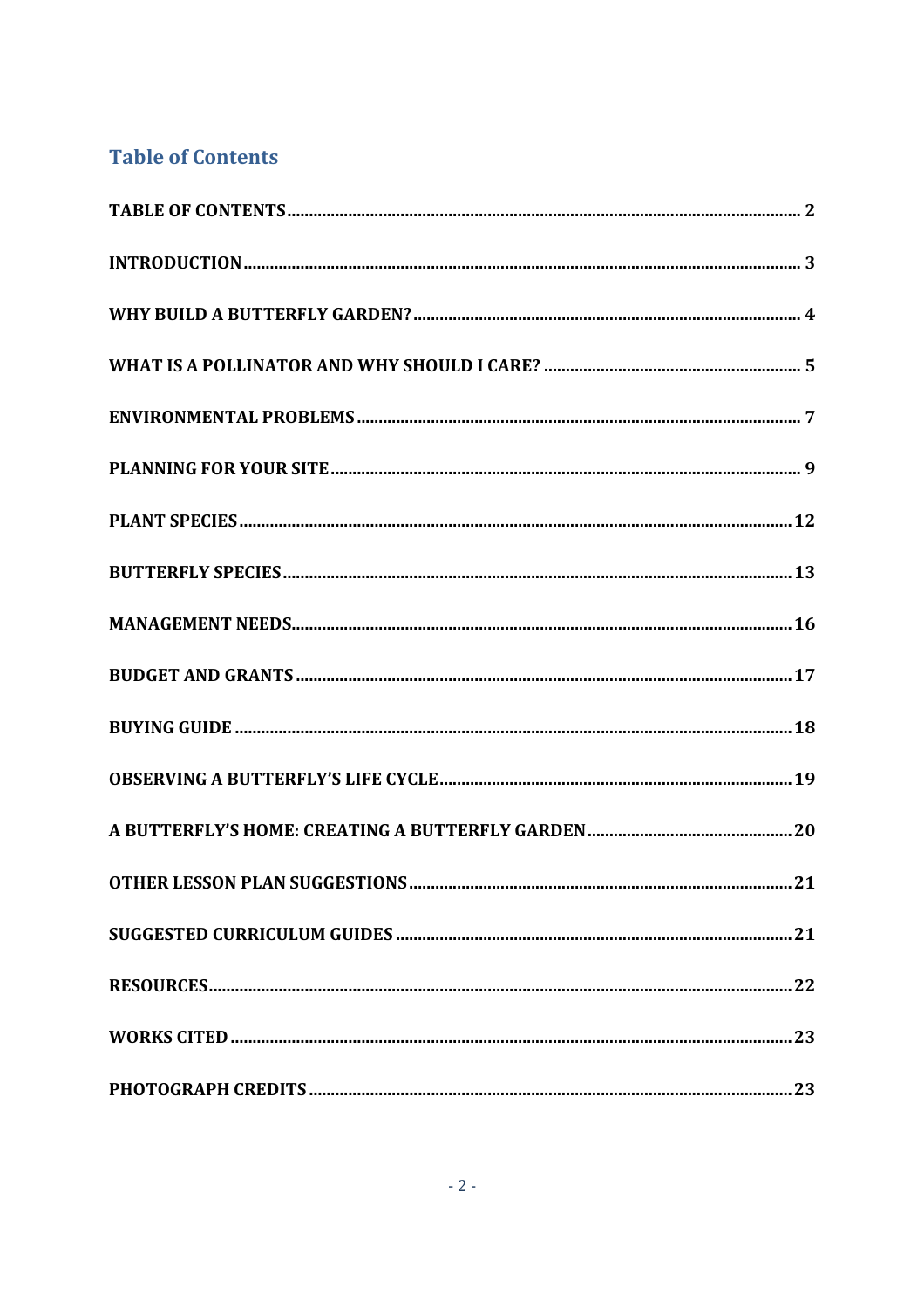## Table of Contents

| | |
|---|---|
| TABLE OF CONTENTS | 2 |
| INTRODUCTION | 3 |
| WHY BUILD A BUTTERFLY GARDEN? | 4 |
| WHAT IS A POLLINATOR AND WHY SHOULD I CARE? | 5 |
| ENVIRONMENTAL PROBLEMS | 7 |
| PLANNING FOR YOUR SITE | 9 |
| PLANT SPECIES | 12 |
| BUTTERFLY SPECIES | 13 |
| MANAGEMENT NEEDS | 16 |
| BUDGET AND GRANTS | 17 |
| BUYING GUIDE | 18 |
| OBSERVING A BUTTERFLY'S LIFE CYCLE | 19 |
| A BUTTERFLY'S HOME: CREATING A BUTTERFLY GARDEN | 20 |
| OTHER LESSON PLAN SUGGESTIONS | 21 |
| SUGGESTED CURRICULUM GUIDES | 21 |
| RESOURCES | 22 |
| WORKS CITED | 23 |
| PHOTOGRAPH CREDITS | 23 |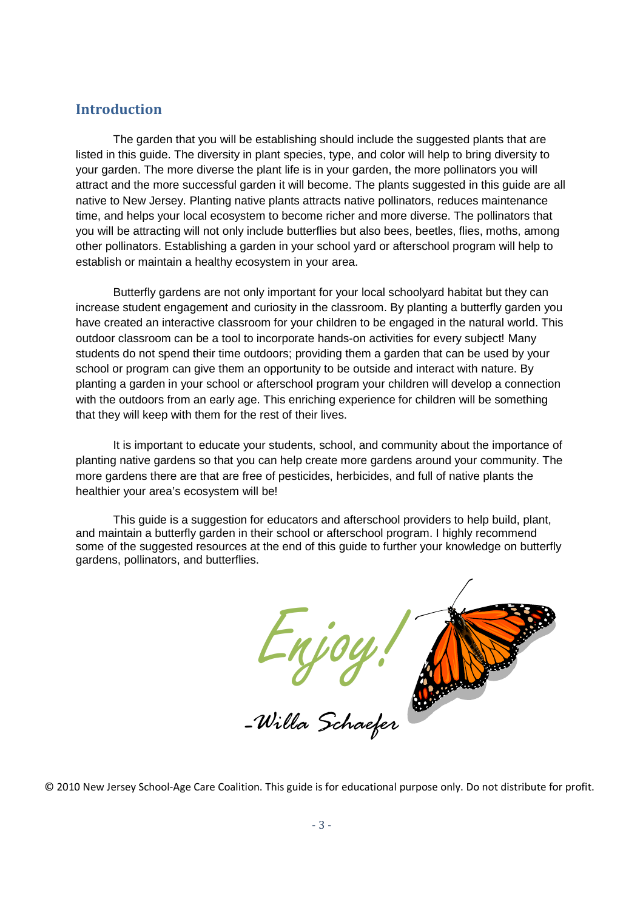## Introduction

The garden that you will be establishing should include the suggested plants that are listed in this guide. The diversity in plant species, type, and color will help to bring diversity to your garden. The more diverse the plant life is in your garden, the more pollinators you will attract and the more successful garden it will become. The plants suggested in this guide are all native to New Jersey. Planting native plants attracts native pollinators, reduces maintenance time, and helps your local ecosystem to become richer and more diverse. The pollinators that you will be attracting will not only include butterflies but also bees, beetles, flies, moths, among other pollinators. Establishing a garden in your school yard or afterschool program will help to establish or maintain a healthy ecosystem in your area.

Butterfly gardens are not only important for your local schoolyard habitat but they can increase student engagement and curiosity in the classroom. By planting a butterfly garden you have created an interactive classroom for your children to be engaged in the natural world. This outdoor classroom can be a tool to incorporate hands-on activities for every subject! Many students do not spend their time outdoors; providing them a garden that can be used by your school or program can give them an opportunity to be outside and interact with nature. By planting a garden in your school or afterschool program your children will develop a connection with the outdoors from an early age. This enriching experience for children will be something that they will keep with them for the rest of their lives.

It is important to educate your students, school, and community about the importance of planting native gardens so that you can help create more gardens around your community. The more gardens there are that are free of pesticides, herbicides, and full of native plants the healthier your area's ecosystem will be!

This guide is a suggestion for educators and afterschool providers to help build, plant, and maintain a butterfly garden in their school or afterschool program. I highly recommend some of the suggested resources at the end of this guide to further your knowledge on butterfly gardens, pollinators, and butterflies.

*Enjoy!*

*-Willa Schaefer*

© 2010 New Jersey School-Age Care Coalition. This guide is for educational purpose only. Do not distribute for profit.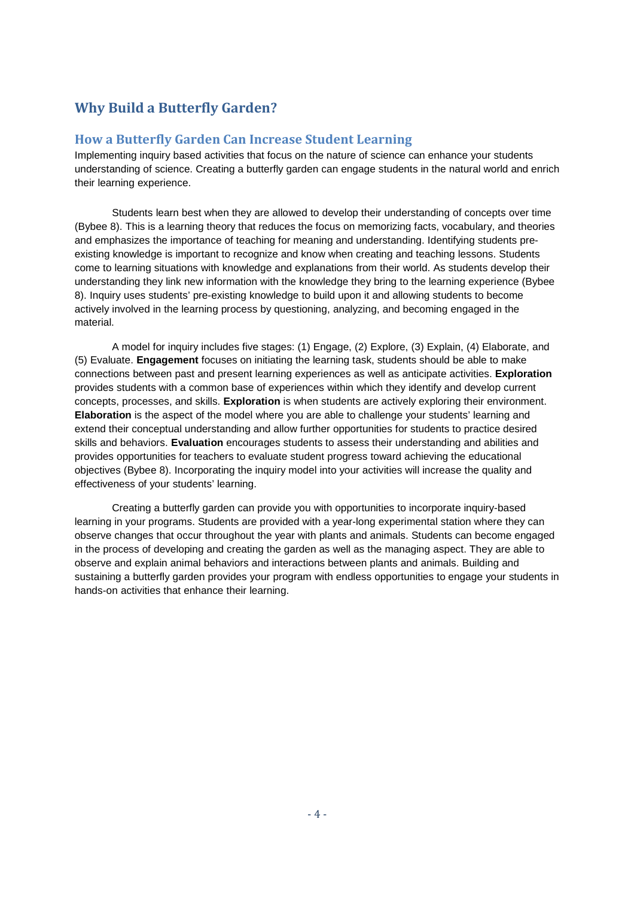## Why Build a Butterfly Garden?

### How a Butterfly Garden Can Increase Student Learning

Implementing inquiry based activities that focus on the nature of science can enhance your students understanding of science. Creating a butterfly garden can engage students in the natural world and enrich their learning experience.

Students learn best when they are allowed to develop their understanding of concepts over time (Bybee 8). This is a learning theory that reduces the focus on memorizing facts, vocabulary, and theories and emphasizes the importance of teaching for meaning and understanding. Identifying students pre-existing knowledge is important to recognize and know when creating and teaching lessons. Students come to learning situations with knowledge and explanations from their world. As students develop their understanding they link new information with the knowledge they bring to the learning experience (Bybee 8). Inquiry uses students' pre-existing knowledge to build upon it and allowing students to become actively involved in the learning process by questioning, analyzing, and becoming engaged in the material.

A model for inquiry includes five stages: (1) Engage, (2) Explore, (3) Explain, (4) Elaborate, and (5) Evaluate. **Engagement** focuses on initiating the learning task, students should be able to make connections between past and present learning experiences as well as anticipate activities. **Exploration** provides students with a common base of experiences within which they identify and develop current concepts, processes, and skills. **Exploration** is when students are actively exploring their environment. **Elaboration** is the aspect of the model where you are able to challenge your students' learning and extend their conceptual understanding and allow further opportunities for students to practice desired skills and behaviors. **Evaluation** encourages students to assess their understanding and abilities and provides opportunities for teachers to evaluate student progress toward achieving the educational objectives (Bybee 8). Incorporating the inquiry model into your activities will increase the quality and effectiveness of your students' learning.

Creating a butterfly garden can provide you with opportunities to incorporate inquiry-based learning in your programs. Students are provided with a year-long experimental station where they can observe changes that occur throughout the year with plants and animals. Students can become engaged in the process of developing and creating the garden as well as the managing aspect. They are able to observe and explain animal behaviors and interactions between plants and animals. Building and sustaining a butterfly garden provides your program with endless opportunities to engage your students in hands-on activities that enhance their learning.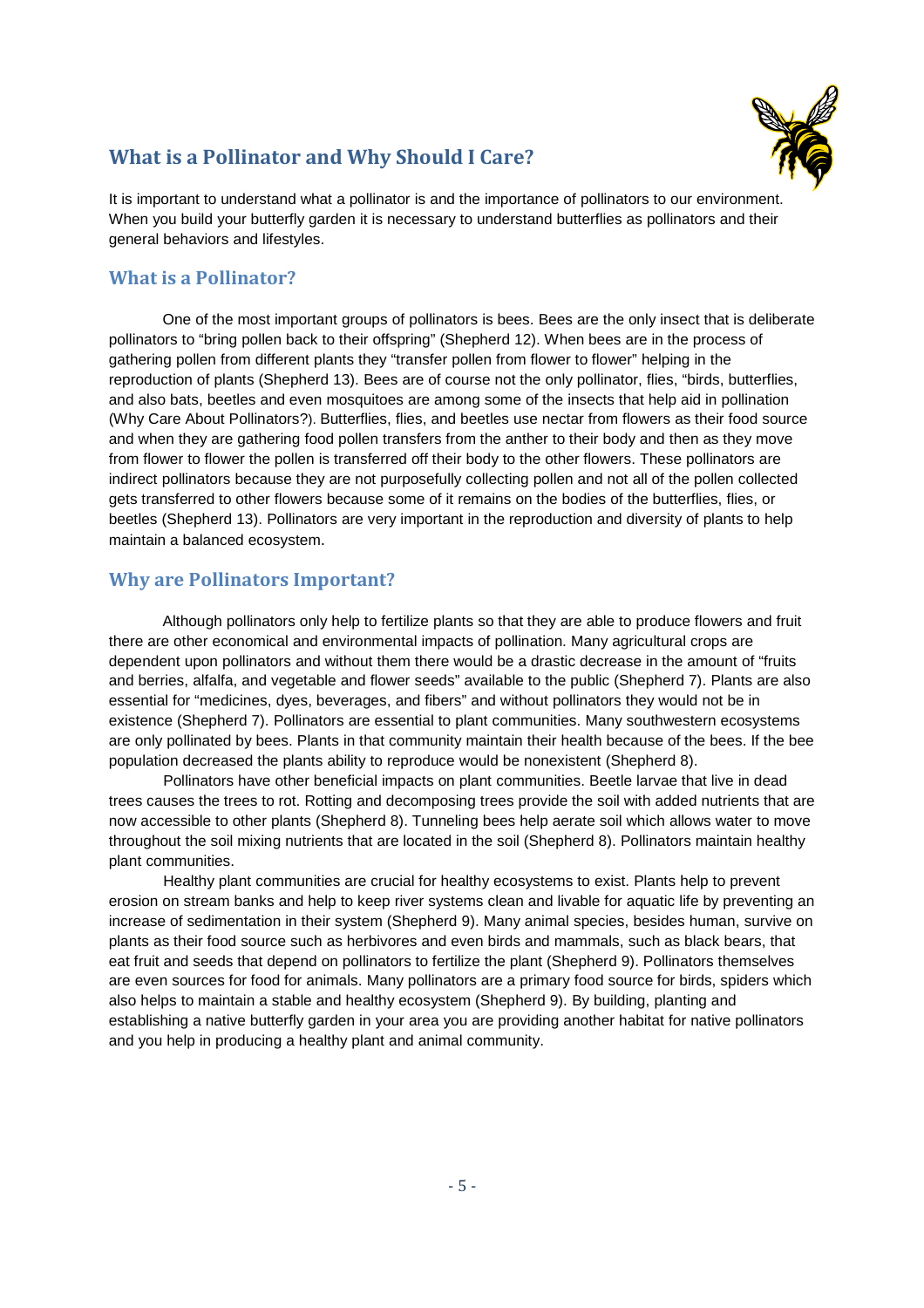## What is a Pollinator and Why Should I Care?

It is important to understand what a pollinator is and the importance of pollinators to our environment. When you build your butterfly garden it is necessary to understand butterflies as pollinators and their general behaviors and lifestyles.

### What is a Pollinator?

One of the most important groups of pollinators is bees. Bees are the only insect that is deliberate pollinators to "bring pollen back to their offspring" (Shepherd 12). When bees are in the process of gathering pollen from different plants they "transfer pollen from flower to flower" helping in the reproduction of plants (Shepherd 13). Bees are of course not the only pollinator, flies, "birds, butterflies, and also bats, beetles and even mosquitoes are among some of the insects that help aid in pollination (Why Care About Pollinators?). Butterflies, flies, and beetles use nectar from flowers as their food source and when they are gathering food pollen transfers from the anther to their body and then as they move from flower to flower the pollen is transferred off their body to the other flowers. These pollinators are indirect pollinators because they are not purposefully collecting pollen and not all of the pollen collected gets transferred to other flowers because some of it remains on the bodies of the butterflies, flies, or beetles (Shepherd 13). Pollinators are very important in the reproduction and diversity of plants to help maintain a balanced ecosystem.

### Why are Pollinators Important?

Although pollinators only help to fertilize plants so that they are able to produce flowers and fruit there are other economical and environmental impacts of pollination. Many agricultural crops are dependent upon pollinators and without them there would be a drastic decrease in the amount of "fruits and berries, alfalfa, and vegetable and flower seeds" available to the public (Shepherd 7). Plants are also essential for "medicines, dyes, beverages, and fibers" and without pollinators they would not be in existence (Shepherd 7). Pollinators are essential to plant communities. Many southwestern ecosystems are only pollinated by bees. Plants in that community maintain their health because of the bees. If the bee population decreased the plants ability to reproduce would be nonexistent (Shepherd 8).

Pollinators have other beneficial impacts on plant communities. Beetle larvae that live in dead trees causes the trees to rot. Rotting and decomposing trees provide the soil with added nutrients that are now accessible to other plants (Shepherd 8). Tunneling bees help aerate soil which allows water to move throughout the soil mixing nutrients that are located in the soil (Shepherd 8). Pollinators maintain healthy plant communities.

Healthy plant communities are crucial for healthy ecosystems to exist. Plants help to prevent erosion on stream banks and help to keep river systems clean and livable for aquatic life by preventing an increase of sedimentation in their system (Shepherd 9). Many animal species, besides human, survive on plants as their food source such as herbivores and even birds and mammals, such as black bears, that eat fruit and seeds that depend on pollinators to fertilize the plant (Shepherd 9). Pollinators themselves are even sources for food for animals. Many pollinators are a primary food source for birds, spiders which also helps to maintain a stable and healthy ecosystem (Shepherd 9). By building, planting and establishing a native butterfly garden in your area you are providing another habitat for native pollinators and you help in producing a healthy plant and animal community.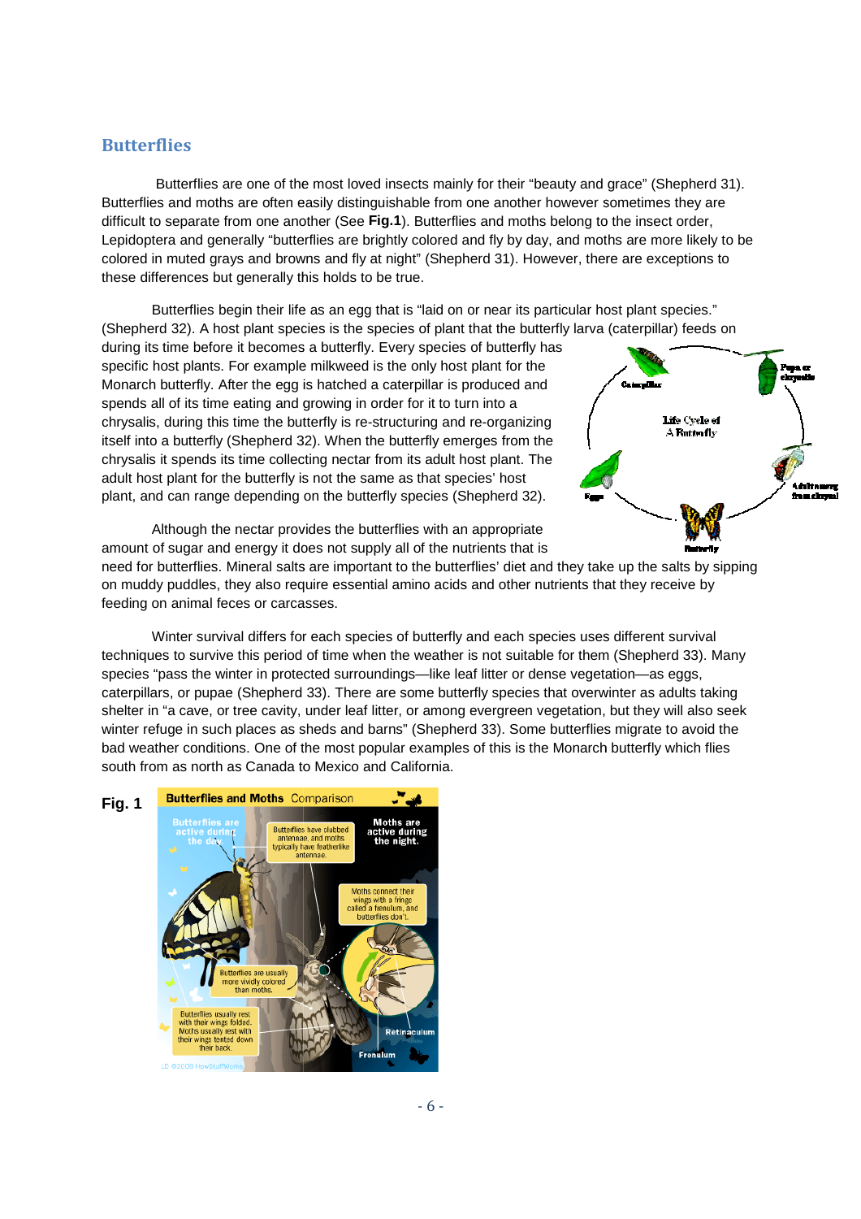## Butterflies

Butterflies are one of the most loved insects mainly for their "beauty and grace" (Shepherd 31). Butterflies and moths are often easily distinguishable from one another however sometimes they are difficult to separate from one another (See **Fig.1**). Butterflies and moths belong to the insect order, Lepidoptera and generally "butterflies are brightly colored and fly by day, and moths are more likely to be colored in muted grays and browns and fly at night" (Shepherd 31). However, there are exceptions to these differences but generally this holds to be true.

Butterflies begin their life as an egg that is "laid on or near its particular host plant species." (Shepherd 32). A host plant species is the species of plant that the butterfly larva (caterpillar) feeds on during its time before it becomes a butterfly. Every species of butterfly has specific host plants. For example milkweed is the only host plant for the Monarch butterfly. After the egg is hatched a caterpillar is produced and spends all of its time eating and growing in order for it to turn into a chrysalis, during this time the butterfly is re-structuring and re-organizing itself into a butterfly (Shepherd 32). When the butterfly emerges from the chrysalis it spends its time collecting nectar from its adult host plant. The adult host plant for the butterfly is not the same as that species' host plant, and can range depending on the butterfly species (Shepherd 32).

Although the nectar provides the butterflies with an appropriate amount of sugar and energy it does not supply all of the nutrients that is need for butterflies. Mineral salts are important to the butterflies' diet and they take up the salts by sipping on muddy puddles, they also require essential amino acids and other nutrients that they receive by feeding on animal feces or carcasses.

Winter survival differs for each species of butterfly and each species uses different survival techniques to survive this period of time when the weather is not suitable for them (Shepherd 33). Many species "pass the winter in protected surroundings—like leaf litter or dense vegetation—as eggs, caterpillars, or pupae (Shepherd 33). There are some butterfly species that overwinter as adults taking shelter in "a cave, or tree cavity, under leaf litter, or among evergreen vegetation, but they will also seek winter refuge in such places as sheds and barns" (Shepherd 33). Some butterflies migrate to avoid the bad weather conditions. One of the most popular examples of this is the Monarch butterfly which flies south from as north as Canada to Mexico and California.

**Fig. 1**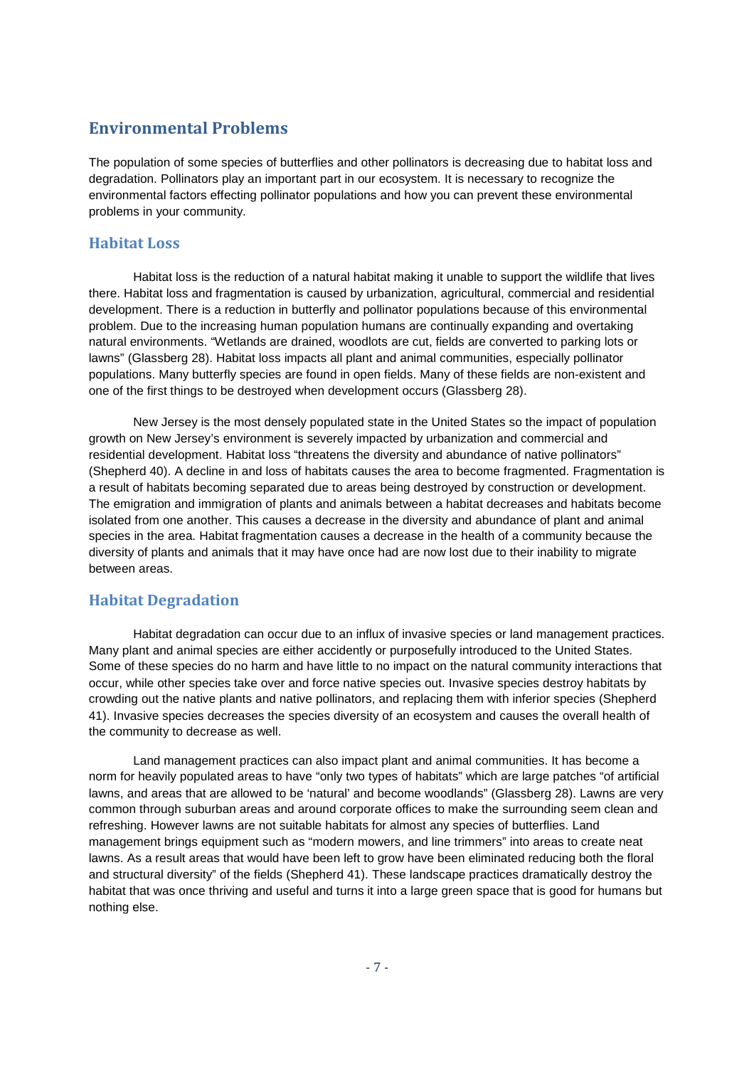## Environmental Problems

The population of some species of butterflies and other pollinators is decreasing due to habitat loss and degradation. Pollinators play an important part in our ecosystem. It is necessary to recognize the environmental factors effecting pollinator populations and how you can prevent these environmental problems in your community.

### Habitat Loss

Habitat loss is the reduction of a natural habitat making it unable to support the wildlife that lives there. Habitat loss and fragmentation is caused by urbanization, agricultural, commercial and residential development. There is a reduction in butterfly and pollinator populations because of this environmental problem. Due to the increasing human population humans are continually expanding and overtaking natural environments. "Wetlands are drained, woodlots are cut, fields are converted to parking lots or lawns" (Glassberg 28). Habitat loss impacts all plant and animal communities, especially pollinator populations. Many butterfly species are found in open fields. Many of these fields are non-existent and one of the first things to be destroyed when development occurs (Glassberg 28).

New Jersey is the most densely populated state in the United States so the impact of population growth on New Jersey's environment is severely impacted by urbanization and commercial and residential development. Habitat loss "threatens the diversity and abundance of native pollinators" (Shepherd 40). A decline in and loss of habitats causes the area to become fragmented. Fragmentation is a result of habitats becoming separated due to areas being destroyed by construction or development. The emigration and immigration of plants and animals between a habitat decreases and habitats become isolated from one another. This causes a decrease in the diversity and abundance of plant and animal species in the area. Habitat fragmentation causes a decrease in the health of a community because the diversity of plants and animals that it may have once had are now lost due to their inability to migrate between areas.

### Habitat Degradation

Habitat degradation can occur due to an influx of invasive species or land management practices. Many plant and animal species are either accidently or purposefully introduced to the United States. Some of these species do no harm and have little to no impact on the natural community interactions that occur, while other species take over and force native species out. Invasive species destroy habitats by crowding out the native plants and native pollinators, and replacing them with inferior species (Shepherd 41). Invasive species decreases the species diversity of an ecosystem and causes the overall health of the community to decrease as well.

Land management practices can also impact plant and animal communities. It has become a norm for heavily populated areas to have "only two types of habitats" which are large patches "of artificial lawns, and areas that are allowed to be 'natural' and become woodlands" (Glassberg 28). Lawns are very common through suburban areas and around corporate offices to make the surrounding seem clean and refreshing. However lawns are not suitable habitats for almost any species of butterflies. Land management brings equipment such as "modern mowers, and line trimmers" into areas to create neat lawns. As a result areas that would have been left to grow have been eliminated reducing both the floral and structural diversity" of the fields (Shepherd 41). These landscape practices dramatically destroy the habitat that was once thriving and useful and turns it into a large green space that is good for humans but nothing else.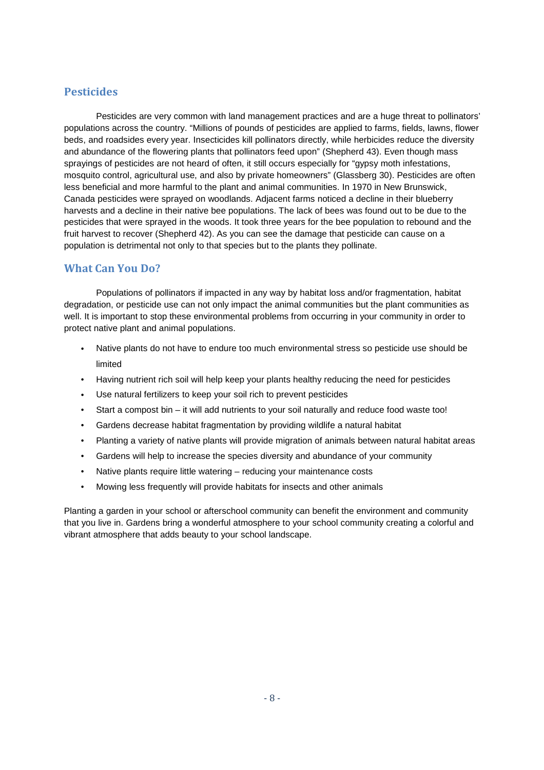## Pesticides

Pesticides are very common with land management practices and are a huge threat to pollinators' populations across the country. "Millions of pounds of pesticides are applied to farms, fields, lawns, flower beds, and roadsides every year. Insecticides kill pollinators directly, while herbicides reduce the diversity and abundance of the flowering plants that pollinators feed upon" (Shepherd 43). Even though mass sprayings of pesticides are not heard of often, it still occurs especially for "gypsy moth infestations, mosquito control, agricultural use, and also by private homeowners" (Glassberg 30). Pesticides are often less beneficial and more harmful to the plant and animal communities. In 1970 in New Brunswick, Canada pesticides were sprayed on woodlands. Adjacent farms noticed a decline in their blueberry harvests and a decline in their native bee populations. The lack of bees was found out to be due to the pesticides that were sprayed in the woods. It took three years for the bee population to rebound and the fruit harvest to recover (Shepherd 42). As you can see the damage that pesticide can cause on a population is detrimental not only to that species but to the plants they pollinate.

## What Can You Do?

Populations of pollinators if impacted in any way by habitat loss and/or fragmentation, habitat degradation, or pesticide use can not only impact the animal communities but the plant communities as well. It is important to stop these environmental problems from occurring in your community in order to protect native plant and animal populations.

- Native plants do not have to endure too much environmental stress so pesticide use should be limited
- Having nutrient rich soil will help keep your plants healthy reducing the need for pesticides
- Use natural fertilizers to keep your soil rich to prevent pesticides
- Start a compost bin – it will add nutrients to your soil naturally and reduce food waste too!
- Gardens decrease habitat fragmentation by providing wildlife a natural habitat
- Planting a variety of native plants will provide migration of animals between natural habitat areas
- Gardens will help to increase the species diversity and abundance of your community
- Native plants require little watering – reducing your maintenance costs
- Mowing less frequently will provide habitats for insects and other animals

Planting a garden in your school or afterschool community can benefit the environment and community that you live in. Gardens bring a wonderful atmosphere to your school community creating a colorful and vibrant atmosphere that adds beauty to your school landscape.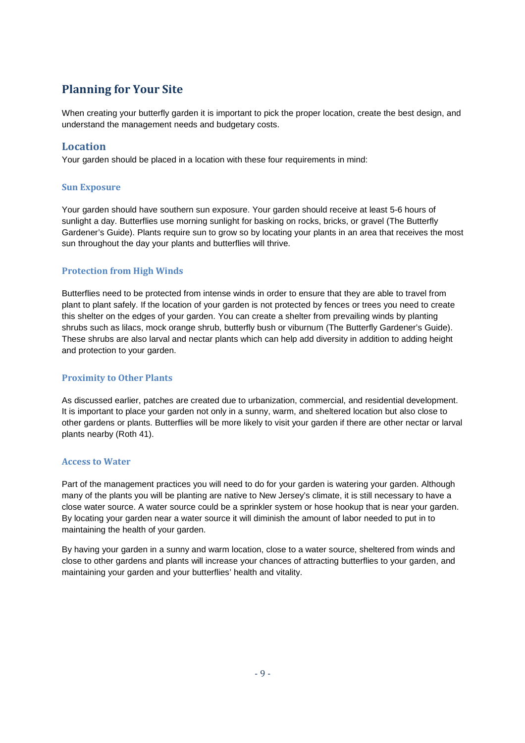# Planning for Your Site

When creating your butterfly garden it is important to pick the proper location, create the best design, and understand the management needs and budgetary costs.

## Location

Your garden should be placed in a location with these four requirements in mind:

### Sun Exposure

Your garden should have southern sun exposure. Your garden should receive at least 5-6 hours of sunlight a day. Butterflies use morning sunlight for basking on rocks, bricks, or gravel (The Butterfly Gardener's Guide). Plants require sun to grow so by locating your plants in an area that receives the most sun throughout the day your plants and butterflies will thrive.

### Protection from High Winds

Butterflies need to be protected from intense winds in order to ensure that they are able to travel from plant to plant safely. If the location of your garden is not protected by fences or trees you need to create this shelter on the edges of your garden. You can create a shelter from prevailing winds by planting shrubs such as lilacs, mock orange shrub, butterfly bush or viburnum (The Butterfly Gardener's Guide). These shrubs are also larval and nectar plants which can help add diversity in addition to adding height and protection to your garden.

### Proximity to Other Plants

As discussed earlier, patches are created due to urbanization, commercial, and residential development. It is important to place your garden not only in a sunny, warm, and sheltered location but also close to other gardens or plants. Butterflies will be more likely to visit your garden if there are other nectar or larval plants nearby (Roth 41).

### Access to Water

Part of the management practices you will need to do for your garden is watering your garden. Although many of the plants you will be planting are native to New Jersey's climate, it is still necessary to have a close water source. A water source could be a sprinkler system or hose hookup that is near your garden. By locating your garden near a water source it will diminish the amount of labor needed to put in to maintaining the health of your garden.

By having your garden in a sunny and warm location, close to a water source, sheltered from winds and close to other gardens and plants will increase your chances of attracting butterflies to your garden, and maintaining your garden and your butterflies' health and vitality.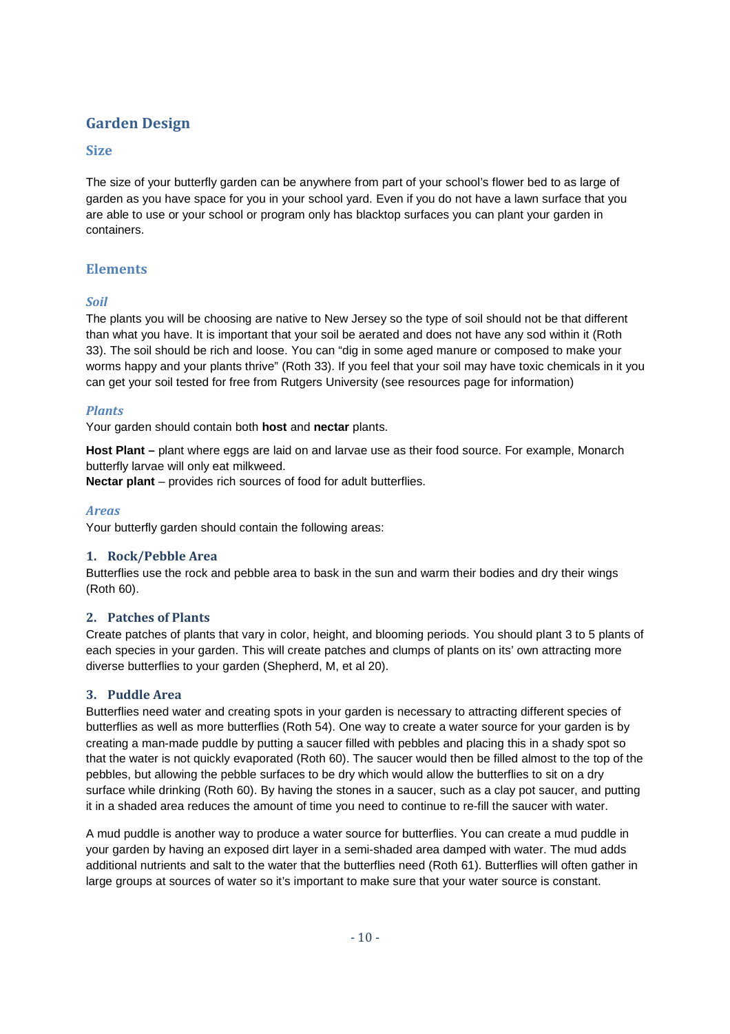## Garden Design

### Size

The size of your butterfly garden can be anywhere from part of your school's flower bed to as large of garden as you have space for you in your school yard. Even if you do not have a lawn surface that you are able to use or your school or program only has blacktop surfaces you can plant your garden in containers.

### Elements

#### *Soil*

The plants you will be choosing are native to New Jersey so the type of soil should not be that different than what you have. It is important that your soil be aerated and does not have any sod within it (Roth 33). The soil should be rich and loose. You can "dig in some aged manure or composed to make your worms happy and your plants thrive" (Roth 33). If you feel that your soil may have toxic chemicals in it you can get your soil tested for free from Rutgers University (see resources page for information)

#### *Plants*

Your garden should contain both **host** and **nectar** plants.

**Host Plant –** plant where eggs are laid on and larvae use as their food source. For example, Monarch butterfly larvae will only eat milkweed.
**Nectar plant** – provides rich sources of food for adult butterflies.

#### *Areas*

Your butterfly garden should contain the following areas:

##### 1. Rock/Pebble Area

Butterflies use the rock and pebble area to bask in the sun and warm their bodies and dry their wings (Roth 60).

##### 2. Patches of Plants

Create patches of plants that vary in color, height, and blooming periods. You should plant 3 to 5 plants of each species in your garden. This will create patches and clumps of plants on its' own attracting more diverse butterflies to your garden (Shepherd, M, et al 20).

##### 3. Puddle Area

Butterflies need water and creating spots in your garden is necessary to attracting different species of butterflies as well as more butterflies (Roth 54). One way to create a water source for your garden is by creating a man-made puddle by putting a saucer filled with pebbles and placing this in a shady spot so that the water is not quickly evaporated (Roth 60). The saucer would then be filled almost to the top of the pebbles, but allowing the pebble surfaces to be dry which would allow the butterflies to sit on a dry surface while drinking (Roth 60). By having the stones in a saucer, such as a clay pot saucer, and putting it in a shaded area reduces the amount of time you need to continue to re-fill the saucer with water.

A mud puddle is another way to produce a water source for butterflies. You can create a mud puddle in your garden by having an exposed dirt layer in a semi-shaded area damped with water. The mud adds additional nutrients and salt to the water that the butterflies need (Roth 61). Butterflies will often gather in large groups at sources of water so it's important to make sure that your water source is constant.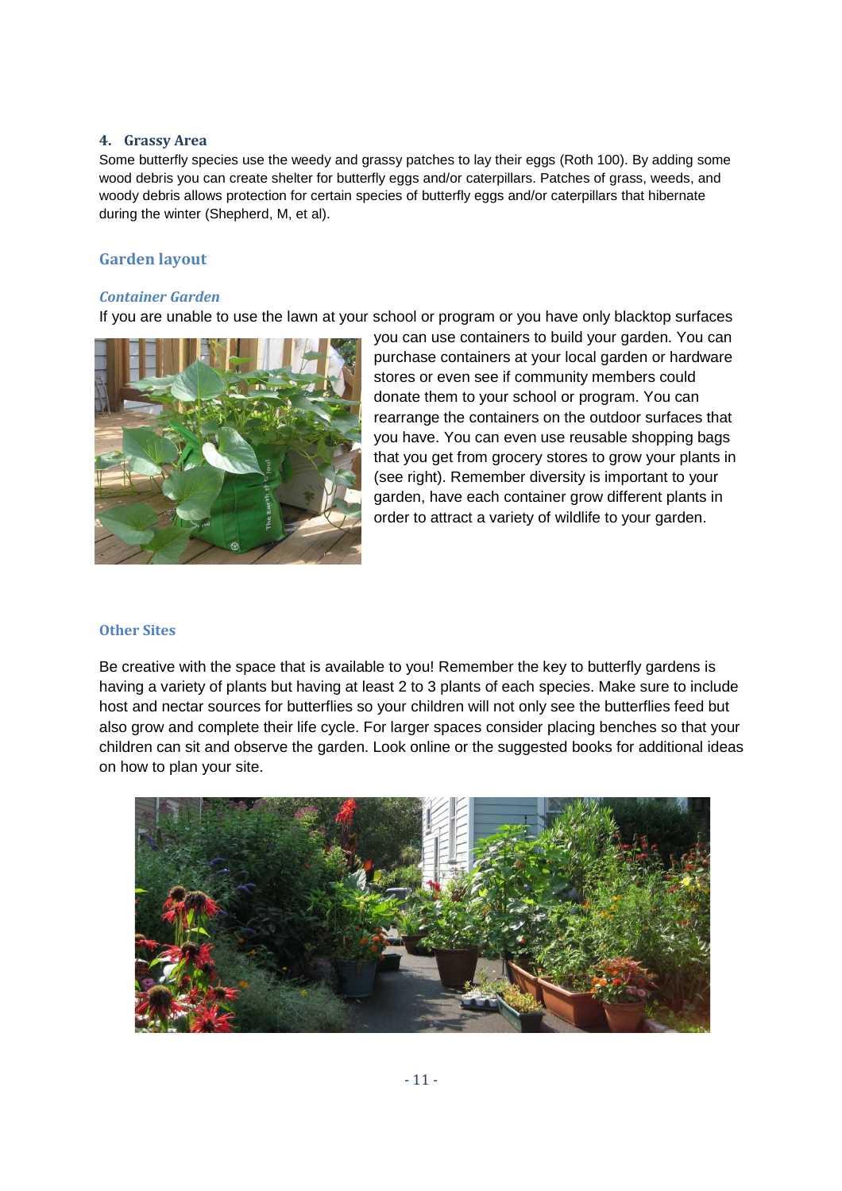#### 4. Grassy Area

Some butterfly species use the weedy and grassy patches to lay their eggs (Roth 100). By adding some wood debris you can create shelter for butterfly eggs and/or caterpillars. Patches of grass, weeds, and woody debris allows protection for certain species of butterfly eggs and/or caterpillars that hibernate during the winter (Shepherd, M, et al).

## Garden layout

### *Container Garden*

If you are unable to use the lawn at your school or program or you have only blacktop surfaces you can use containers to build your garden. You can purchase containers at your local garden or hardware stores or even see if community members could donate them to your school or program. You can rearrange the containers on the outdoor surfaces that you have. You can even use reusable shopping bags that you get from grocery stores to grow your plants in (see right). Remember diversity is important to your garden, have each container grow different plants in order to attract a variety of wildlife to your garden.

### Other Sites

Be creative with the space that is available to you! Remember the key to butterfly gardens is having a variety of plants but having at least 2 to 3 plants of each species. Make sure to include host and nectar sources for butterflies so your children will not only see the butterflies feed but also grow and complete their life cycle. For larger spaces consider placing benches so that your children can sit and observe the garden. Look online or the suggested books for additional ideas on how to plan your site.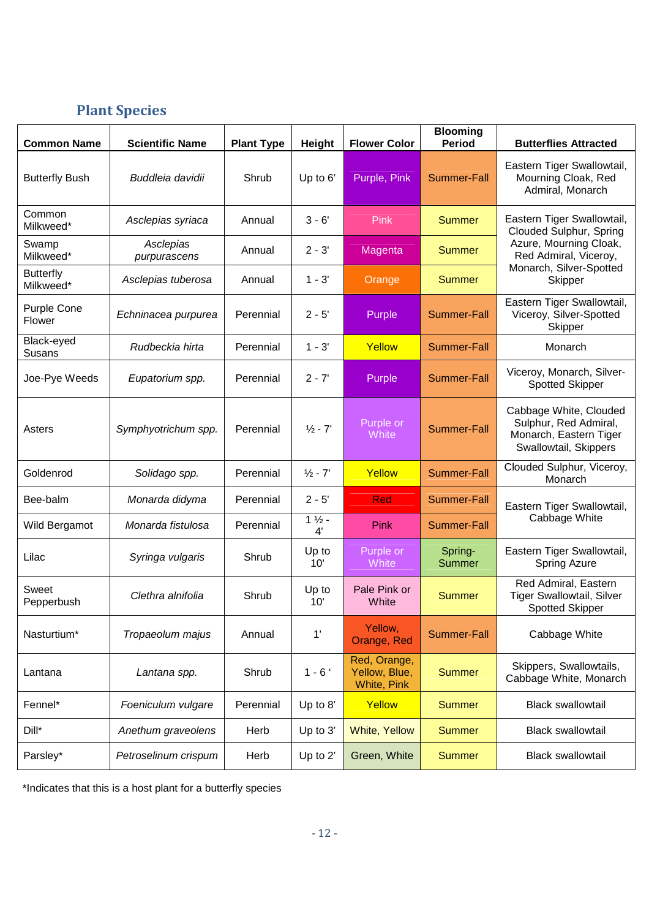## Plant Species

| Common Name | Scientific Name | Plant Type | Height | Flower Color | Blooming Period | Butterflies Attracted |
|---|---|---|---|---|---|---|
| Butterfly Bush | *Buddleia davidii* | Shrub | Up to 6' | Purple, Pink | Summer-Fall | Eastern Tiger Swallowtail, Mourning Cloak, Red Admiral, Monarch |
| Common Milkweed* | *Asclepias syriaca* | Annual | 3 - 6' | Pink | Summer | Eastern Tiger Swallowtail, Clouded Sulphur, Spring Azure, Mourning Cloak, Red Admiral, Viceroy, Monarch, Silver-Spotted Skipper |
| Swamp Milkweed* | *Asclepias purpurascens* | Annual | 2 - 3' | Magenta | Summer | |
| Butterfly Milkweed* | *Asclepias tuberosa* | Annual | 1 - 3' | Orange | Summer | |
| Purple Cone Flower | *Echninacea purpurea* | Perennial | 2 - 5' | Purple | Summer-Fall | Eastern Tiger Swallowtail, Viceroy, Silver-Spotted Skipper |
| Black-eyed Susans | *Rudbeckia hirta* | Perennial | 1 - 3' | Yellow | Summer-Fall | Monarch |
| Joe-Pye Weeds | *Eupatorium spp.* | Perennial | 2 - 7' | Purple | Summer-Fall | Viceroy, Monarch, Silver-Spotted Skipper |
| Asters | *Symphyotrichum spp.* | Perennial | ½ - 7' | Purple or White | Summer-Fall | Cabbage White, Clouded Sulphur, Red Admiral, Monarch, Eastern Tiger Swallowtail, Skippers |
| Goldenrod | *Solidago spp.* | Perennial | ½ - 7' | Yellow | Summer-Fall | Clouded Sulphur, Viceroy, Monarch |
| Bee-balm | *Monarda didyma* | Perennial | 2 - 5' | Red | Summer-Fall | Eastern Tiger Swallowtail, Cabbage White |
| Wild Bergamot | *Monarda fistulosa* | Perennial | 1 ½ - 4' | Pink | Summer-Fall | |
| Lilac | *Syringa vulgaris* | Shrub | Up to 10' | Purple or White | Spring-Summer | Eastern Tiger Swallowtail, Spring Azure |
| Sweet Pepperbush | *Clethra alnifolia* | Shrub | Up to 10' | Pale Pink or White | Summer | Red Admiral, Eastern Tiger Swallowtail, Silver Spotted Skipper |
| Nasturtium* | *Tropaeolum majus* | Annual | 1' | Yellow, Orange, Red | Summer-Fall | Cabbage White |
| Lantana | *Lantana spp.* | Shrub | 1 - 6 ' | Red, Orange, Yellow, Blue, White, Pink | Summer | Skippers, Swallowtails, Cabbage White, Monarch |
| Fennel* | *Foeniculum vulgare* | Perennial | Up to 8' | Yellow | Summer | Black swallowtail |
| Dill* | *Anethum graveolens* | Herb | Up to 3' | White, Yellow | Summer | Black swallowtail |
| Parsley* | *Petroselinum crispum* | Herb | Up to 2' | Green, White | Summer | Black swallowtail |

*Indicates that this is a host plant for a butterfly species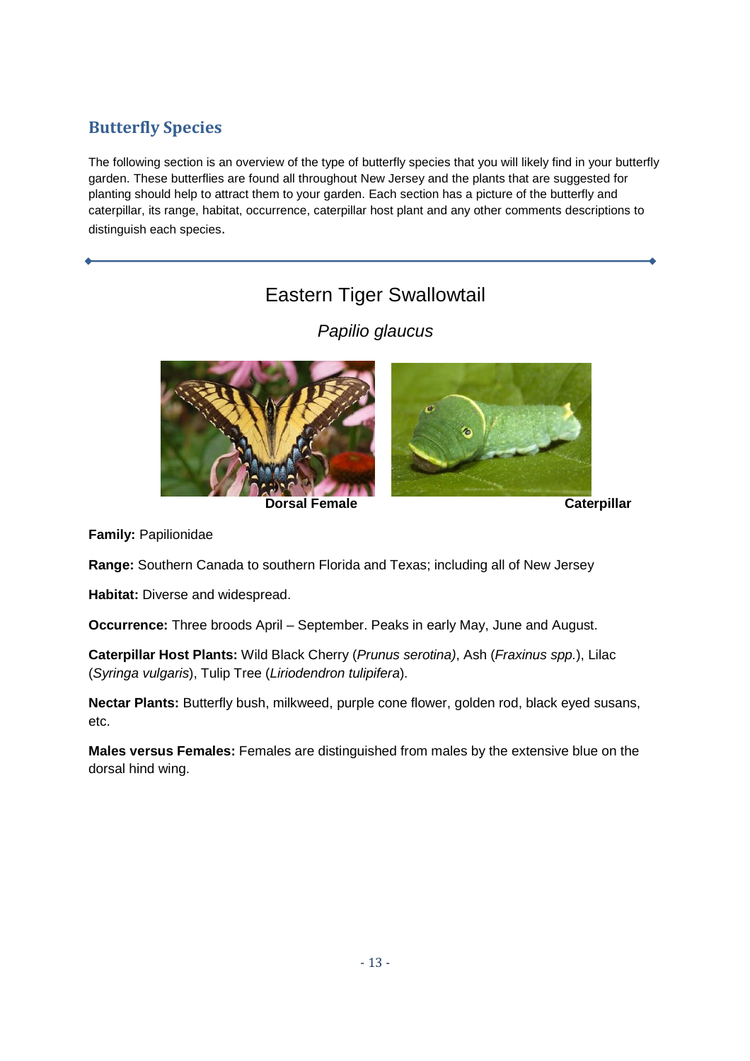## Butterfly Species

The following section is an overview of the type of butterfly species that you will likely find in your butterfly garden. These butterflies are found all throughout New Jersey and the plants that are suggested for planting should help to attract them to your garden. Each section has a picture of the butterfly and caterpillar, its range, habitat, occurrence, caterpillar host plant and any other comments descriptions to distinguish each species.

---

### Eastern Tiger Swallowtail

*Papilio glaucus*

**Dorsal Female** **Caterpillar**

**Family:** Papilionidae

**Range:** Southern Canada to southern Florida and Texas; including all of New Jersey

**Habitat:** Diverse and widespread.

**Occurrence:** Three broods April – September. Peaks in early May, June and August.

**Caterpillar Host Plants:** Wild Black Cherry (*Prunus serotina)*, Ash (*Fraxinus spp.*), Lilac (*Syringa vulgaris*), Tulip Tree (*Liriodendron tulipifera*).

**Nectar Plants:** Butterfly bush, milkweed, purple cone flower, golden rod, black eyed susans, etc.

**Males versus Females:** Females are distinguished from males by the extensive blue on the dorsal hind wing.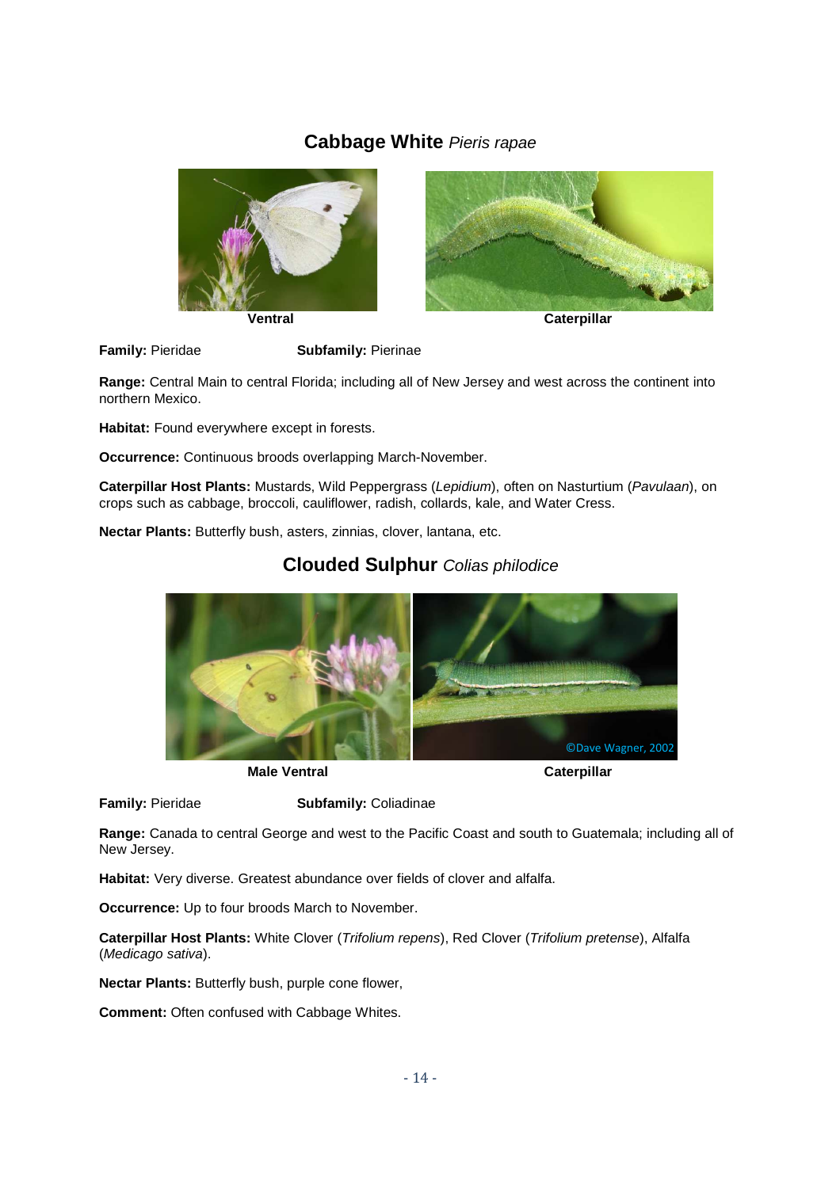## Cabbage White *Pieris rapae*

Ventral

Caterpillar

**Family:** Pieridae **Subfamily:** Pierinae

**Range:** Central Main to central Florida; including all of New Jersey and west across the continent into northern Mexico.

**Habitat:** Found everywhere except in forests.

**Occurrence:** Continuous broods overlapping March-November.

**Caterpillar Host Plants:** Mustards, Wild Peppergrass (*Lepidium*), often on Nasturtium (*Pavulaan*), on crops such as cabbage, broccoli, cauliflower, radish, collards, kale, and Water Cress.

**Nectar Plants:** Butterfly bush, asters, zinnias, clover, lantana, etc.

## Clouded Sulphur *Colias philodice*

Male Ventral

Caterpillar

©Dave Wagner, 2002

**Family:** Pieridae **Subfamily:** Coliadinae

**Range:** Canada to central George and west to the Pacific Coast and south to Guatemala; including all of New Jersey.

**Habitat:** Very diverse. Greatest abundance over fields of clover and alfalfa.

**Occurrence:** Up to four broods March to November.

**Caterpillar Host Plants:** White Clover (*Trifolium repens*), Red Clover (*Trifolium pretense*), Alfalfa (*Medicago sativa*).

**Nectar Plants:** Butterfly bush, purple cone flower,

**Comment:** Often confused with Cabbage Whites.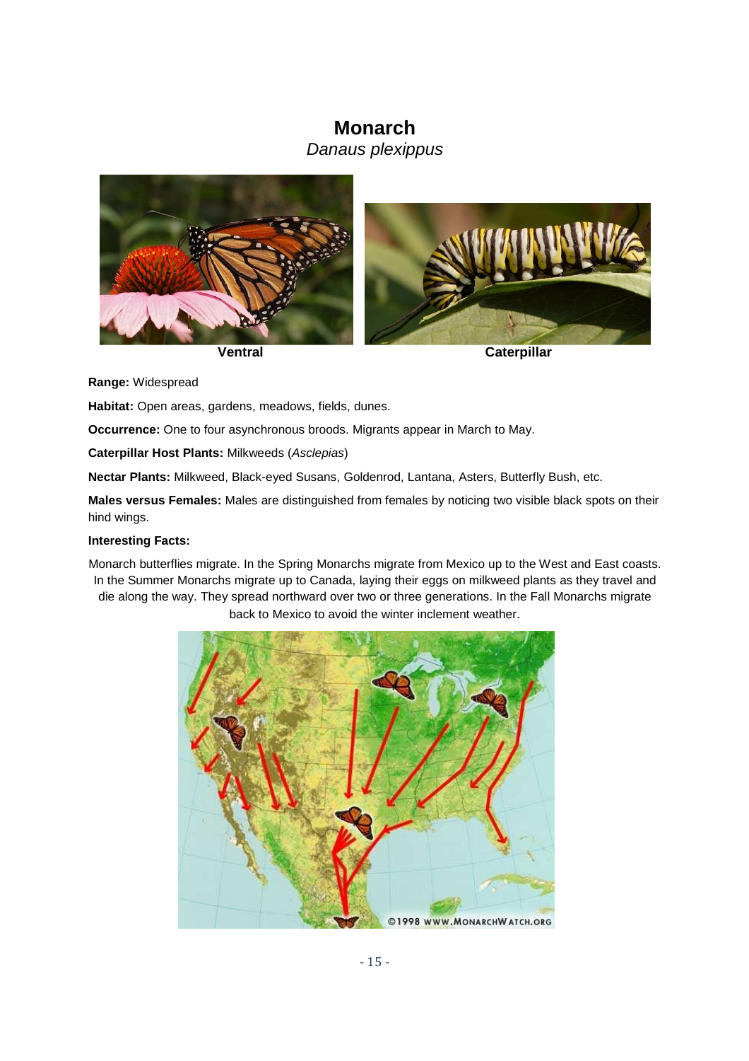# Monarch

*Danaus plexippus*

**Ventral** | **Caterpillar**

**Range:** Widespread

**Habitat:** Open areas, gardens, meadows, fields, dunes.

**Occurrence:** One to four asynchronous broods. Migrants appear in March to May.

**Caterpillar Host Plants:** Milkweeds (*Asclepias*)

**Nectar Plants:** Milkweed, Black-eyed Susans, Goldenrod, Lantana, Asters, Butterfly Bush, etc.

**Males versus Females:** Males are distinguished from females by noticing two visible black spots on their hind wings.

**Interesting Facts:**

Monarch butterflies migrate. In the Spring Monarchs migrate from Mexico up to the West and East coasts. In the Summer Monarchs migrate up to Canada, laying their eggs on milkweed plants as they travel and die along the way. They spread northward over two or three generations. In the Fall Monarchs migrate back to Mexico to avoid the winter inclement weather.

©1998 WWW.MONARCHWATCH.ORG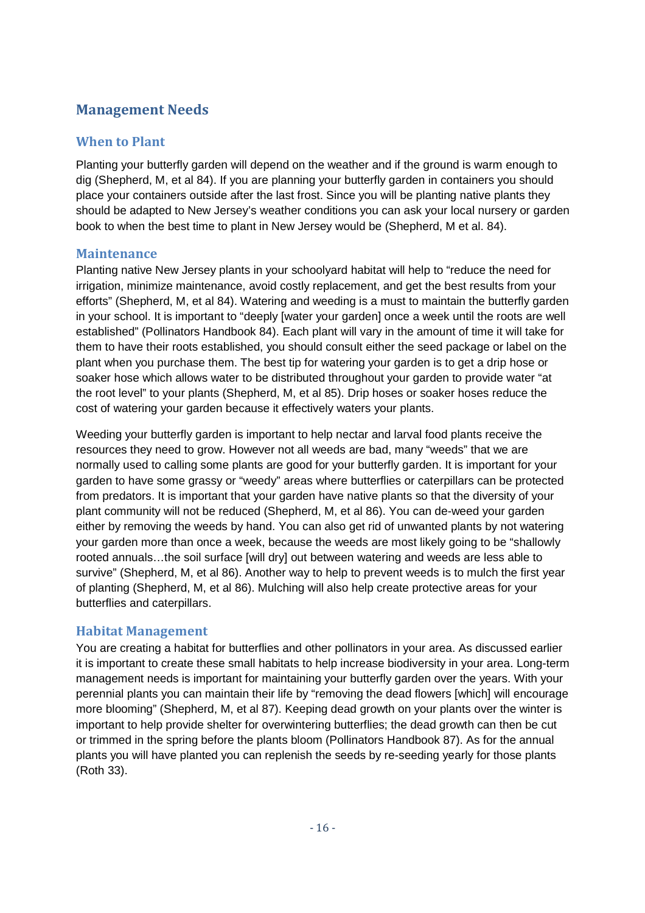## Management Needs

### When to Plant

Planting your butterfly garden will depend on the weather and if the ground is warm enough to dig (Shepherd, M, et al 84). If you are planning your butterfly garden in containers you should place your containers outside after the last frost. Since you will be planting native plants they should be adapted to New Jersey's weather conditions you can ask your local nursery or garden book to when the best time to plant in New Jersey would be (Shepherd, M et al. 84).

### Maintenance

Planting native New Jersey plants in your schoolyard habitat will help to "reduce the need for irrigation, minimize maintenance, avoid costly replacement, and get the best results from your efforts" (Shepherd, M, et al 84). Watering and weeding is a must to maintain the butterfly garden in your school. It is important to "deeply [water your garden] once a week until the roots are well established" (Pollinators Handbook 84). Each plant will vary in the amount of time it will take for them to have their roots established, you should consult either the seed package or label on the plant when you purchase them. The best tip for watering your garden is to get a drip hose or soaker hose which allows water to be distributed throughout your garden to provide water "at the root level" to your plants (Shepherd, M, et al 85). Drip hoses or soaker hoses reduce the cost of watering your garden because it effectively waters your plants.

Weeding your butterfly garden is important to help nectar and larval food plants receive the resources they need to grow. However not all weeds are bad, many "weeds" that we are normally used to calling some plants are good for your butterfly garden. It is important for your garden to have some grassy or "weedy" areas where butterflies or caterpillars can be protected from predators. It is important that your garden have native plants so that the diversity of your plant community will not be reduced (Shepherd, M, et al 86). You can de-weed your garden either by removing the weeds by hand. You can also get rid of unwanted plants by not watering your garden more than once a week, because the weeds are most likely going to be "shallowly rooted annuals…the soil surface [will dry] out between watering and weeds are less able to survive" (Shepherd, M, et al 86). Another way to help to prevent weeds is to mulch the first year of planting (Shepherd, M, et al 86). Mulching will also help create protective areas for your butterflies and caterpillars.

### Habitat Management

You are creating a habitat for butterflies and other pollinators in your area. As discussed earlier it is important to create these small habitats to help increase biodiversity in your area. Long-term management needs is important for maintaining your butterfly garden over the years. With your perennial plants you can maintain their life by "removing the dead flowers [which] will encourage more blooming" (Shepherd, M, et al 87). Keeping dead growth on your plants over the winter is important to help provide shelter for overwintering butterflies; the dead growth can then be cut or trimmed in the spring before the plants bloom (Pollinators Handbook 87). As for the annual plants you will have planted you can replenish the seeds by re-seeding yearly for those plants (Roth 33).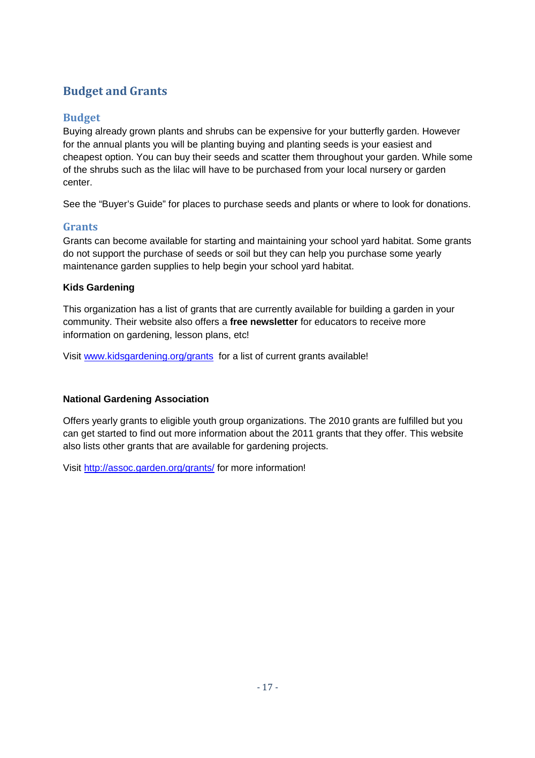# Budget and Grants

## Budget

Buying already grown plants and shrubs can be expensive for your butterfly garden. However for the annual plants you will be planting buying and planting seeds is your easiest and cheapest option. You can buy their seeds and scatter them throughout your garden. While some of the shrubs such as the lilac will have to be purchased from your local nursery or garden center.

See the "Buyer's Guide" for places to purchase seeds and plants or where to look for donations.

## Grants

Grants can become available for starting and maintaining your school yard habitat. Some grants do not support the purchase of seeds or soil but they can help you purchase some yearly maintenance garden supplies to help begin your school yard habitat.

**Kids Gardening**

This organization has a list of grants that are currently available for building a garden in your community. Their website also offers a **free newsletter** for educators to receive more information on gardening, lesson plans, etc!

Visit [www.kidsgardening.org/grants](www.kidsgardening.org/grants) for a list of current grants available!

**National Gardening Association**

Offers yearly grants to eligible youth group organizations. The 2010 grants are fulfilled but you can get started to find out more information about the 2011 grants that they offer. This website also lists other grants that are available for gardening projects.

Visit [http://assoc.garden.org/grants/](http://assoc.garden.org/grants/) for more information!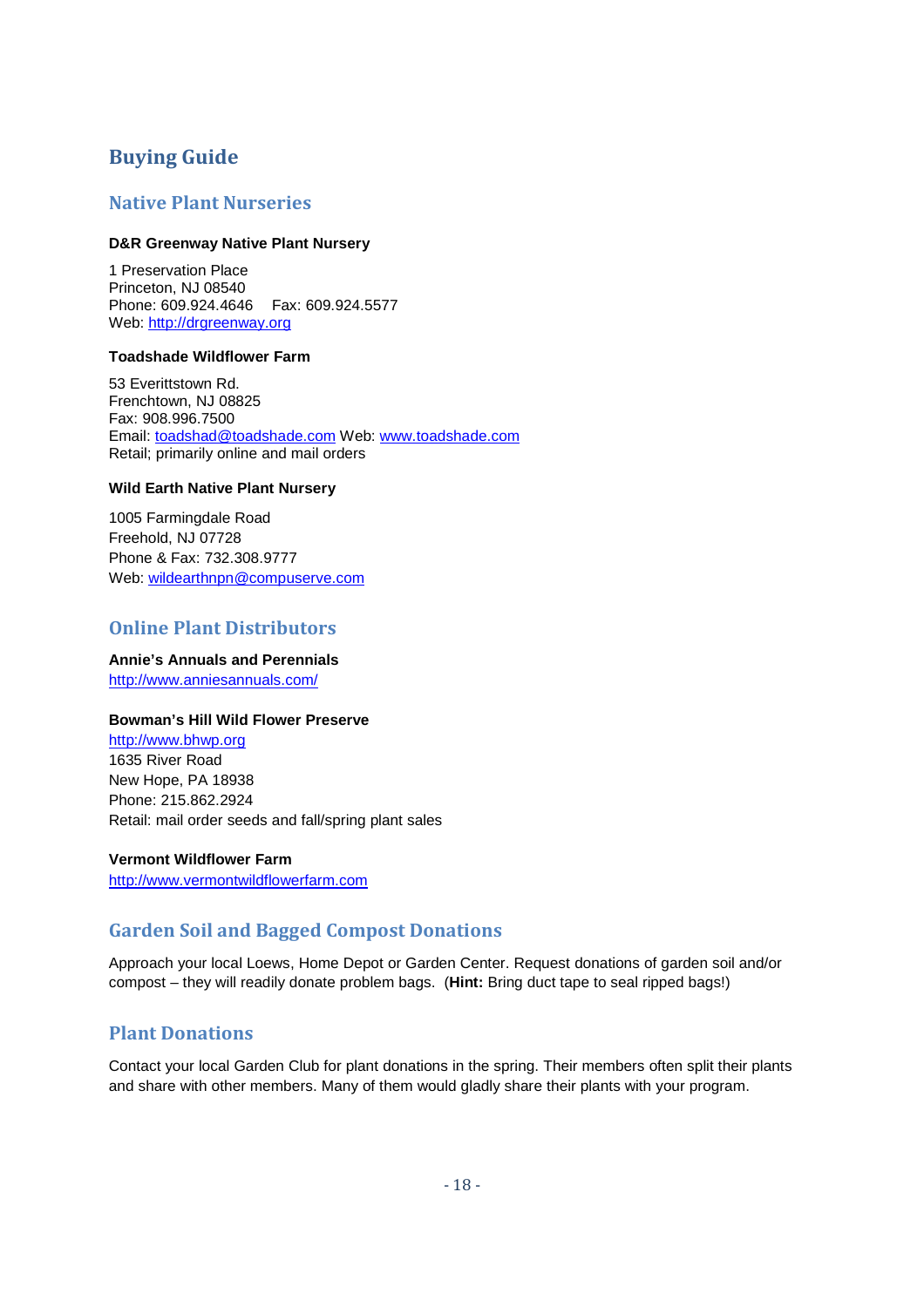# Buying Guide

## Native Plant Nurseries

**D&R Greenway Native Plant Nursery**

1 Preservation Place
Princeton, NJ 08540
Phone: 609.924.4646 Fax: 609.924.5577
Web: [http://drgreenway.org](http://drgreenway.org)

**Toadshade Wildflower Farm**

53 Everittstown Rd.
Frenchtown, NJ 08825
Fax: 908.996.7500
Email: [toadshad@toadshade.com](mailto:toadshad@toadshade.com) Web: [www.toadshade.com](http://www.toadshade.com)
Retail; primarily online and mail orders

**Wild Earth Native Plant Nursery**

1005 Farmingdale Road
Freehold, NJ 07728
Phone & Fax: 732.308.9777
Web: [wildearthnpn@compuserve.com](mailto:wildearthnpn@compuserve.com)

## Online Plant Distributors

**Annie's Annuals and Perennials**
[http://www.anniesannuals.com/](http://www.anniesannuals.com/)

**Bowman's Hill Wild Flower Preserve**
[http://www.bhwp.org](http://www.bhwp.org)
1635 River Road
New Hope, PA 18938
Phone: 215.862.2924
Retail: mail order seeds and fall/spring plant sales

**Vermont Wildflower Farm**
[http://www.vermontwildflowerfarm.com](http://www.vermontwildflowerfarm.com)

## Garden Soil and Bagged Compost Donations

Approach your local Loews, Home Depot or Garden Center. Request donations of garden soil and/or compost – they will readily donate problem bags. (**Hint:** Bring duct tape to seal ripped bags!)

## Plant Donations

Contact your local Garden Club for plant donations in the spring. Their members often split their plants and share with other members. Many of them would gladly share their plants with your program.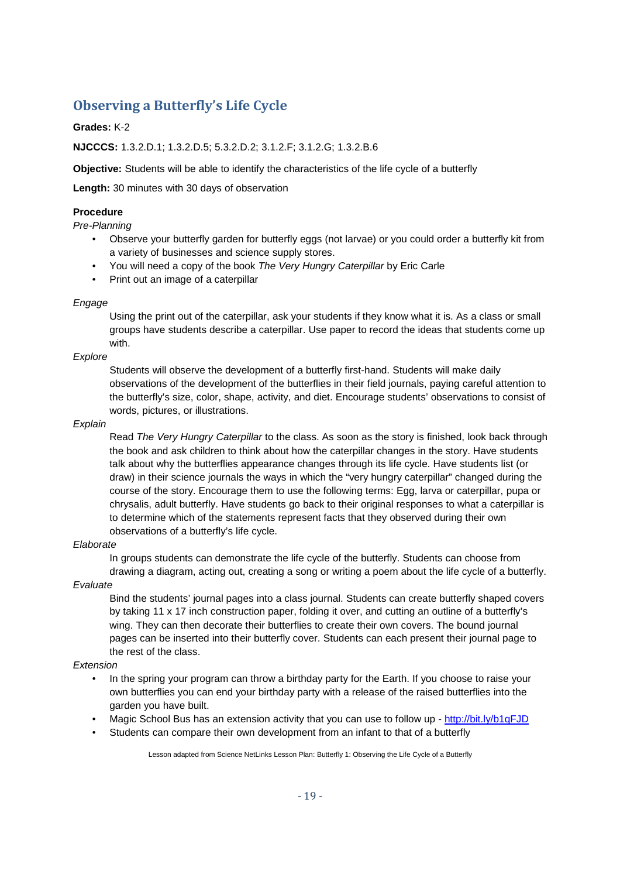## Observing a Butterfly's Life Cycle

**Grades:** K-2

**NJCCCS:** 1.3.2.D.1; 1.3.2.D.5; 5.3.2.D.2; 3.1.2.F; 3.1.2.G; 1.3.2.B.6

**Objective:** Students will be able to identify the characteristics of the life cycle of a butterfly

**Length:** 30 minutes with 30 days of observation

**Procedure**

*Pre-Planning*

- Observe your butterfly garden for butterfly eggs (not larvae) or you could order a butterfly kit from a variety of businesses and science supply stores.
- You will need a copy of the book *The Very Hungry Caterpillar* by Eric Carle
- Print out an image of a caterpillar

*Engage*

Using the print out of the caterpillar, ask your students if they know what it is. As a class or small groups have students describe a caterpillar. Use paper to record the ideas that students come up with.

*Explore*

Students will observe the development of a butterfly first-hand. Students will make daily observations of the development of the butterflies in their field journals, paying careful attention to the butterfly's size, color, shape, activity, and diet. Encourage students' observations to consist of words, pictures, or illustrations.

*Explain*

Read *The Very Hungry Caterpillar* to the class. As soon as the story is finished, look back through the book and ask children to think about how the caterpillar changes in the story. Have students talk about why the butterflies appearance changes through its life cycle. Have students list (or draw) in their science journals the ways in which the "very hungry caterpillar" changed during the course of the story. Encourage them to use the following terms: Egg, larva or caterpillar, pupa or chrysalis, adult butterfly. Have students go back to their original responses to what a caterpillar is to determine which of the statements represent facts that they observed during their own observations of a butterfly's life cycle.

*Elaborate*

In groups students can demonstrate the life cycle of the butterfly. Students can choose from drawing a diagram, acting out, creating a song or writing a poem about the life cycle of a butterfly.

*Evaluate*

Bind the students' journal pages into a class journal. Students can create butterfly shaped covers by taking 11 x 17 inch construction paper, folding it over, and cutting an outline of a butterfly's wing. They can then decorate their butterflies to create their own covers. The bound journal pages can be inserted into their butterfly cover. Students can each present their journal page to the rest of the class.

*Extension*

- In the spring your program can throw a birthday party for the Earth. If you choose to raise your own butterflies you can end your birthday party with a release of the raised butterflies into the garden you have built.
- Magic School Bus has an extension activity that you can use to follow up - http://bit.ly/b1qFJD
- Students can compare their own development from an infant to that of a butterfly

Lesson adapted from Science NetLinks Lesson Plan: Butterfly 1: Observing the Life Cycle of a Butterfly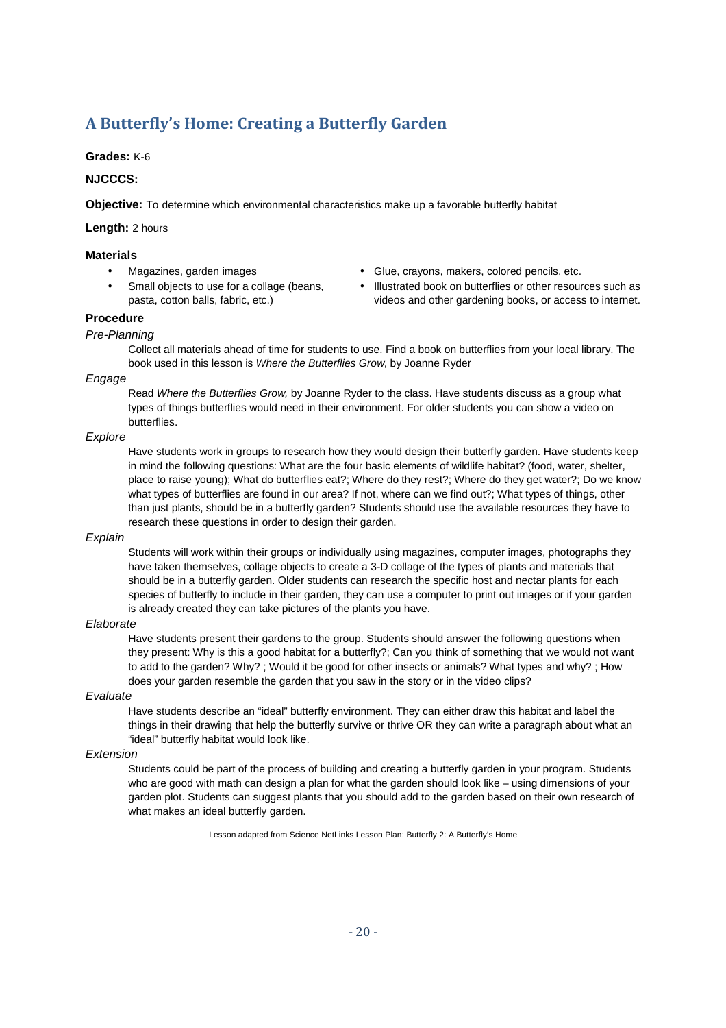## A Butterfly's Home: Creating a Butterfly Garden

**Grades:** K-6

**NJCCCS:**

**Objective:** To determine which environmental characteristics make up a favorable butterfly habitat

**Length:** 2 hours

### Materials

- Magazines, garden images
- Small objects to use for a collage (beans, pasta, cotton balls, fabric, etc.)
- Glue, crayons, makers, colored pencils, etc.
- Illustrated book on butterflies or other resources such as videos and other gardening books, or access to internet.

### Procedure

*Pre-Planning*

Collect all materials ahead of time for students to use. Find a book on butterflies from your local library. The book used in this lesson is *Where the Butterflies Grow*, by Joanne Ryder

*Engage*

Read *Where the Butterflies Grow,* by Joanne Ryder to the class. Have students discuss as a group what types of things butterflies would need in their environment. For older students you can show a video on butterflies.

*Explore*

Have students work in groups to research how they would design their butterfly garden. Have students keep in mind the following questions: What are the four basic elements of wildlife habitat? (food, water, shelter, place to raise young); What do butterflies eat?; Where do they rest?; Where do they get water?; Do we know what types of butterflies are found in our area? If not, where can we find out?; What types of things, other than just plants, should be in a butterfly garden? Students should use the available resources they have to research these questions in order to design their garden.

*Explain*

Students will work within their groups or individually using magazines, computer images, photographs they have taken themselves, collage objects to create a 3-D collage of the types of plants and materials that should be in a butterfly garden. Older students can research the specific host and nectar plants for each species of butterfly to include in their garden, they can use a computer to print out images or if your garden is already created they can take pictures of the plants you have.

*Elaborate*

Have students present their gardens to the group. Students should answer the following questions when they present: Why is this a good habitat for a butterfly?; Can you think of something that we would not want to add to the garden? Why? ; Would it be good for other insects or animals? What types and why? ; How does your garden resemble the garden that you saw in the story or in the video clips?

*Evaluate*

Have students describe an "ideal" butterfly environment. They can either draw this habitat and label the things in their drawing that help the butterfly survive or thrive OR they can write a paragraph about what an "ideal" butterfly habitat would look like.

*Extension*

Students could be part of the process of building and creating a butterfly garden in your program. Students who are good with math can design a plan for what the garden should look like – using dimensions of your garden plot. Students can suggest plants that you should add to the garden based on their own research of what makes an ideal butterfly garden.

Lesson adapted from Science NetLinks Lesson Plan: Butterfly 2: A Butterfly's Home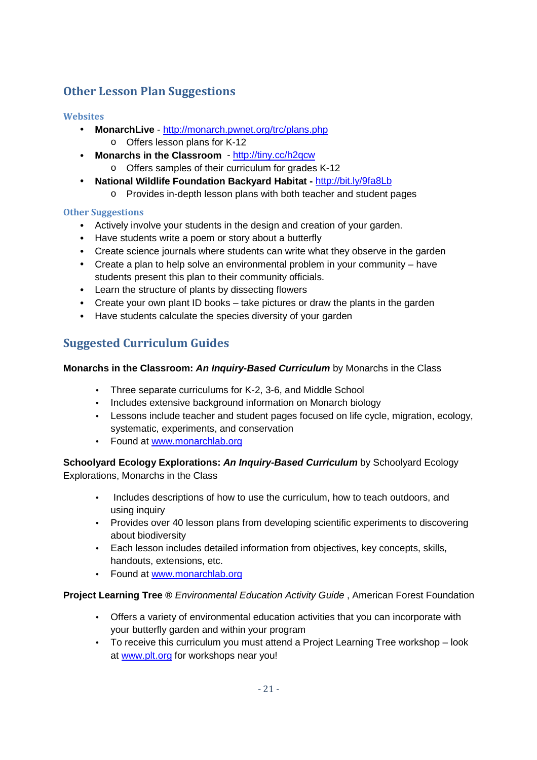## Other Lesson Plan Suggestions

### Websites

- **MonarchLive** - http://monarch.pwnet.org/trc/plans.php
    - Offers lesson plans for K-12
- **Monarchs in the Classroom** - http://tiny.cc/h2qcw
    - Offers samples of their curriculum for grades K-12
- **National Wildlife Foundation Backyard Habitat -** http://bit.ly/9fa8Lb
    - Provides in-depth lesson plans with both teacher and student pages

### Other Suggestions

- Actively involve your students in the design and creation of your garden.
- Have students write a poem or story about a butterfly
- Create science journals where students can write what they observe in the garden
- Create a plan to help solve an environmental problem in your community – have students present this plan to their community officials.
- Learn the structure of plants by dissecting flowers
- Create your own plant ID books – take pictures or draw the plants in the garden
- Have students calculate the species diversity of your garden

## Suggested Curriculum Guides

**Monarchs in the Classroom: *An Inquiry-Based Curriculum*** by Monarchs in the Class

- Three separate curriculums for K-2, 3-6, and Middle School
- Includes extensive background information on Monarch biology
- Lessons include teacher and student pages focused on life cycle, migration, ecology, systematic, experiments, and conservation
- Found at www.monarchlab.org

**Schoolyard Ecology Explorations: *An Inquiry-Based Curriculum*** by Schoolyard Ecology Explorations, Monarchs in the Class

- Includes descriptions of how to use the curriculum, how to teach outdoors, and using inquiry
- Provides over 40 lesson plans from developing scientific experiments to discovering about biodiversity
- Each lesson includes detailed information from objectives, key concepts, skills, handouts, extensions, etc.
- Found at www.monarchlab.org

**Project Learning Tree ®** *Environmental Education Activity Guide* , American Forest Foundation

- Offers a variety of environmental education activities that you can incorporate with your butterfly garden and within your program
- To receive this curriculum you must attend a Project Learning Tree workshop – look at www.plt.org for workshops near you!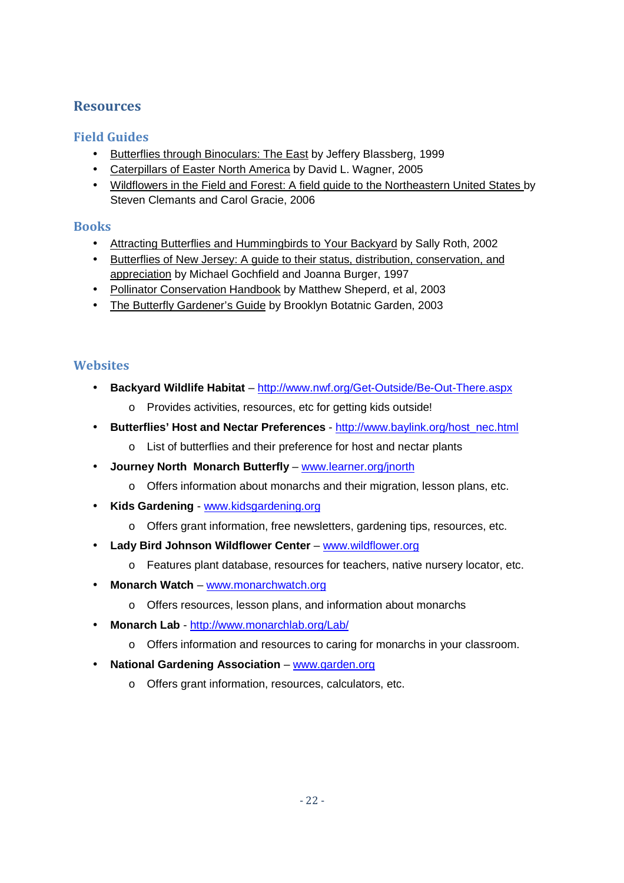## Resources

### Field Guides

- Butterflies through Binoculars: The East by Jeffery Blassberg, 1999
- Caterpillars of Easter North America by David L. Wagner, 2005
- Wildflowers in the Field and Forest: A field guide to the Northeastern United States by Steven Clemants and Carol Gracie, 2006

### Books

- Attracting Butterflies and Hummingbirds to Your Backyard by Sally Roth, 2002
- Butterflies of New Jersey: A guide to their status, distribution, conservation, and appreciation by Michael Gochfield and Joanna Burger, 1997
- Pollinator Conservation Handbook by Matthew Sheperd, et al, 2003
- The Butterfly Gardener's Guide by Brooklyn Botatnic Garden, 2003

### Websites

- **Backyard Wildlife Habitat** – http://www.nwf.org/Get-Outside/Be-Out-There.aspx
    - Provides activities, resources, etc for getting kids outside!
- **Butterflies' Host and Nectar Preferences** - http://www.baylink.org/host_nec.html
    - List of butterflies and their preference for host and nectar plants
- **Journey North Monarch Butterfly** – www.learner.org/jnorth
    - Offers information about monarchs and their migration, lesson plans, etc.
- **Kids Gardening** - www.kidsgardening.org
    - Offers grant information, free newsletters, gardening tips, resources, etc.
- **Lady Bird Johnson Wildflower Center** – www.wildflower.org
    - Features plant database, resources for teachers, native nursery locator, etc.
- **Monarch Watch** – www.monarchwatch.org
    - Offers resources, lesson plans, and information about monarchs
- **Monarch Lab** - http://www.monarchlab.org/Lab/
    - Offers information and resources to caring for monarchs in your classroom.
- **National Gardening Association** – www.garden.org
    - Offers grant information, resources, calculators, etc.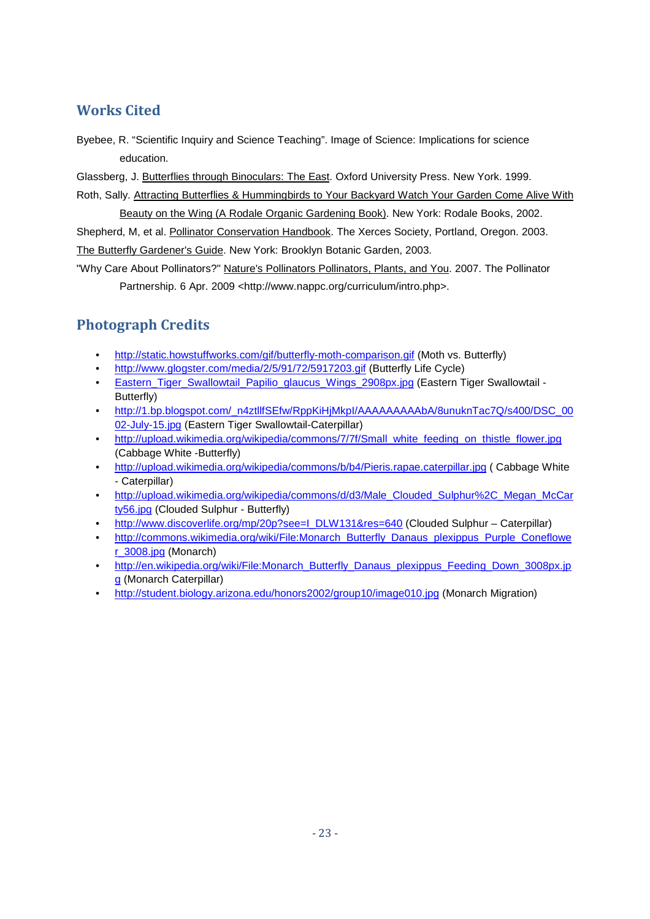## Works Cited

Byebee, R. "Scientific Inquiry and Science Teaching". Image of Science: Implications for science education.

Glassberg, J. Butterflies through Binoculars: The East. Oxford University Press. New York. 1999.

Roth, Sally. Attracting Butterflies & Hummingbirds to Your Backyard Watch Your Garden Come Alive With Beauty on the Wing (A Rodale Organic Gardening Book). New York: Rodale Books, 2002.

Shepherd, M, et al. Pollinator Conservation Handbook. The Xerces Society, Portland, Oregon. 2003.

The Butterfly Gardener's Guide. New York: Brooklyn Botanic Garden, 2003.

"Why Care About Pollinators?" Nature's Pollinators Pollinators, Plants, and You. 2007. The Pollinator Partnership. 6 Apr. 2009 <http://www.nappc.org/curriculum/intro.php>.

## Photograph Credits

- http://static.howstuffworks.com/gif/butterfly-moth-comparison.gif (Moth vs. Butterfly)
- http://www.glogster.com/media/2/5/91/72/5917203.gif (Butterfly Life Cycle)
- Eastern_Tiger_Swallowtail_Papilio_glaucus_Wings_2908px.jpg (Eastern Tiger Swallowtail - Butterfly)
- http://1.bp.blogspot.com/_n4ztllfSEfw/RppKiHjMkpI/AAAAAAAAAbA/8unuknTac7Q/s400/DSC_0002-July-15.jpg (Eastern Tiger Swallowtail-Caterpillar)
- http://upload.wikimedia.org/wikipedia/commons/7/7f/Small_white_feeding_on_thistle_flower.jpg (Cabbage White -Butterfly)
- http://upload.wikimedia.org/wikipedia/commons/b/b4/Pieris.rapae.caterpillar.jpg ( Cabbage White - Caterpillar)
- http://upload.wikimedia.org/wikipedia/commons/d/d3/Male_Clouded_Sulphur%2C_Megan_McCarty56.jpg (Clouded Sulphur - Butterfly)
- http://www.discoverlife.org/mp/20p?see=I_DLW131&res=640 (Clouded Sulphur – Caterpillar)
- http://commons.wikimedia.org/wiki/File:Monarch_Butterfly_Danaus_plexippus_Purple_Coneflower_3008.jpg (Monarch)
- http://en.wikipedia.org/wiki/File:Monarch_Butterfly_Danaus_plexippus_Feeding_Down_3008px.jpg (Monarch Caterpillar)
- http://student.biology.arizona.edu/honors2002/group10/image010.jpg (Monarch Migration)